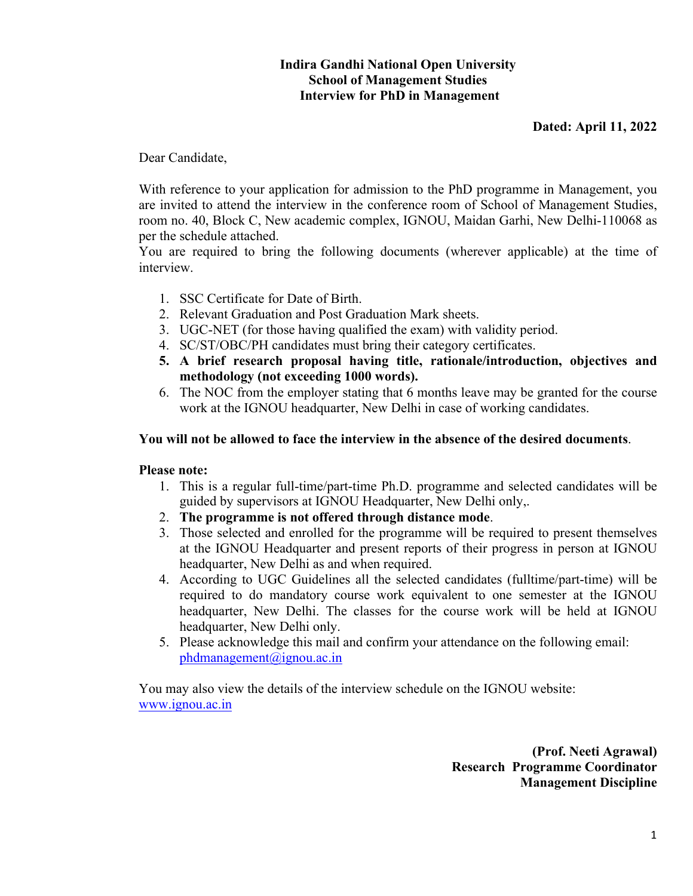**Indira Gandhi National Open University**
**School of Management Studies**
**Interview for PhD in Management**

**Dated: April 11, 2022**

Dear Candidate,

With reference to your application for admission to the PhD programme in Management, you are invited to attend the interview in the conference room of School of Management Studies, room no. 40, Block C, New academic complex, IGNOU, Maidan Garhi, New Delhi-110068 as per the schedule attached.

You are required to bring the following documents (wherever applicable) at the time of interview.

1. SSC Certificate for Date of Birth.
2. Relevant Graduation and Post Graduation Mark sheets.
3. UGC-NET (for those having qualified the exam) with validity period.
4. SC/ST/OBC/PH candidates must bring their category certificates.
5. **A brief research proposal having title, rationale/introduction, objectives and methodology (not exceeding 1000 words).**
6. The NOC from the employer stating that 6 months leave may be granted for the course work at the IGNOU headquarter, New Delhi in case of working candidates.

**You will not be allowed to face the interview in the absence of the desired documents**.

**Please note:**

1. This is a regular full-time/part-time Ph.D. programme and selected candidates will be guided by supervisors at IGNOU Headquarter, New Delhi only,.
2. **The programme is not offered through distance mode**.
3. Those selected and enrolled for the programme will be required to present themselves at the IGNOU Headquarter and present reports of their progress in person at IGNOU headquarter, New Delhi as and when required.
4. According to UGC Guidelines all the selected candidates (fulltime/part-time) will be required to do mandatory course work equivalent to one semester at the IGNOU headquarter, New Delhi. The classes for the course work will be held at IGNOU headquarter, New Delhi only.
5. Please acknowledge this mail and confirm your attendance on the following email: phdmanagement@ignou.ac.in

You may also view the details of the interview schedule on the IGNOU website: www.ignou.ac.in

**(Prof. Neeti Agrawal)**
**Research Programme Coordinator**
**Management Discipline**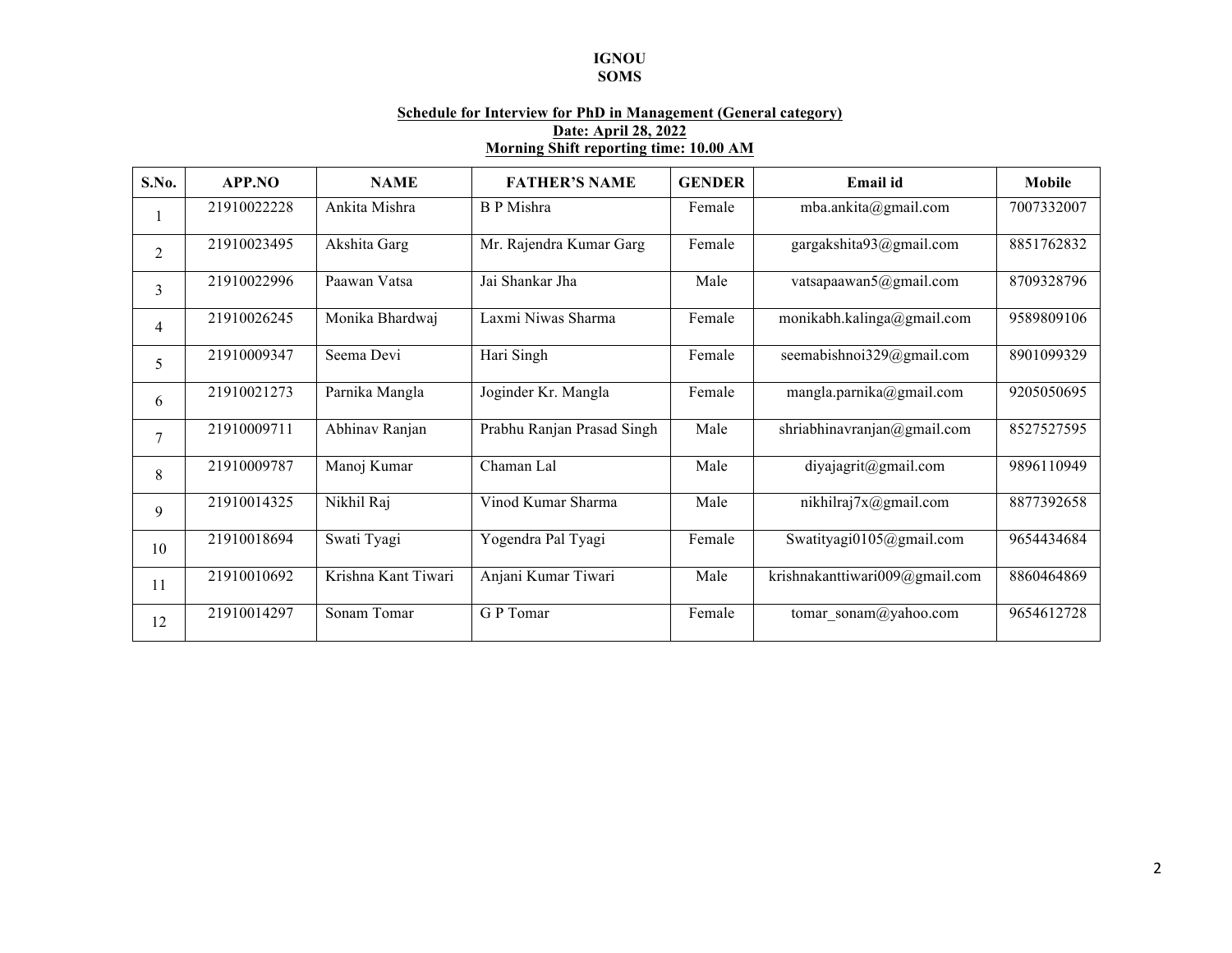**IGNOU**
**SOMS**

**Schedule for Interview for PhD in Management (General category)**
**Date: April 28, 2022**
**Morning Shift reporting time: 10.00 AM**

| S.No. | APP.NO | NAME | FATHER'S NAME | GENDER | Email id | Mobile |
|---|---|---|---|---|---|---|
| 1 | 21910022228 | Ankita Mishra | B P Mishra | Female | mba.ankita@gmail.com | 7007332007 |
| 2 | 21910023495 | Akshita Garg | Mr. Rajendra Kumar Garg | Female | gargakshita93@gmail.com | 8851762832 |
| 3 | 21910022996 | Paawan Vatsa | Jai Shankar Jha | Male | vatsapaawan5@gmail.com | 8709328796 |
| 4 | 21910026245 | Monika Bhardwaj | Laxmi Niwas Sharma | Female | monikabh.kalinga@gmail.com | 9589809106 |
| 5 | 21910009347 | Seema Devi | Hari Singh | Female | seemabishnoi329@gmail.com | 8901099329 |
| 6 | 21910021273 | Parnika Mangla | Joginder Kr. Mangla | Female | mangla.parnika@gmail.com | 9205050695 |
| 7 | 21910009711 | Abhinav Ranjan | Prabhu Ranjan Prasad Singh | Male | shriabhinavranjan@gmail.com | 8527527595 |
| 8 | 21910009787 | Manoj Kumar | Chaman Lal | Male | diyajagrit@gmail.com | 9896110949 |
| 9 | 21910014325 | Nikhil Raj | Vinod Kumar Sharma | Male | nikhilraj7x@gmail.com | 8877392658 |
| 10 | 21910018694 | Swati Tyagi | Yogendra Pal Tyagi | Female | Swatityagi0105@gmail.com | 9654434684 |
| 11 | 21910010692 | Krishna Kant Tiwari | Anjani Kumar Tiwari | Male | krishnakanttiwari009@gmail.com | 8860464869 |
| 12 | 21910014297 | Sonam Tomar | G P Tomar | Female | tomar_sonam@yahoo.com | 9654612728 |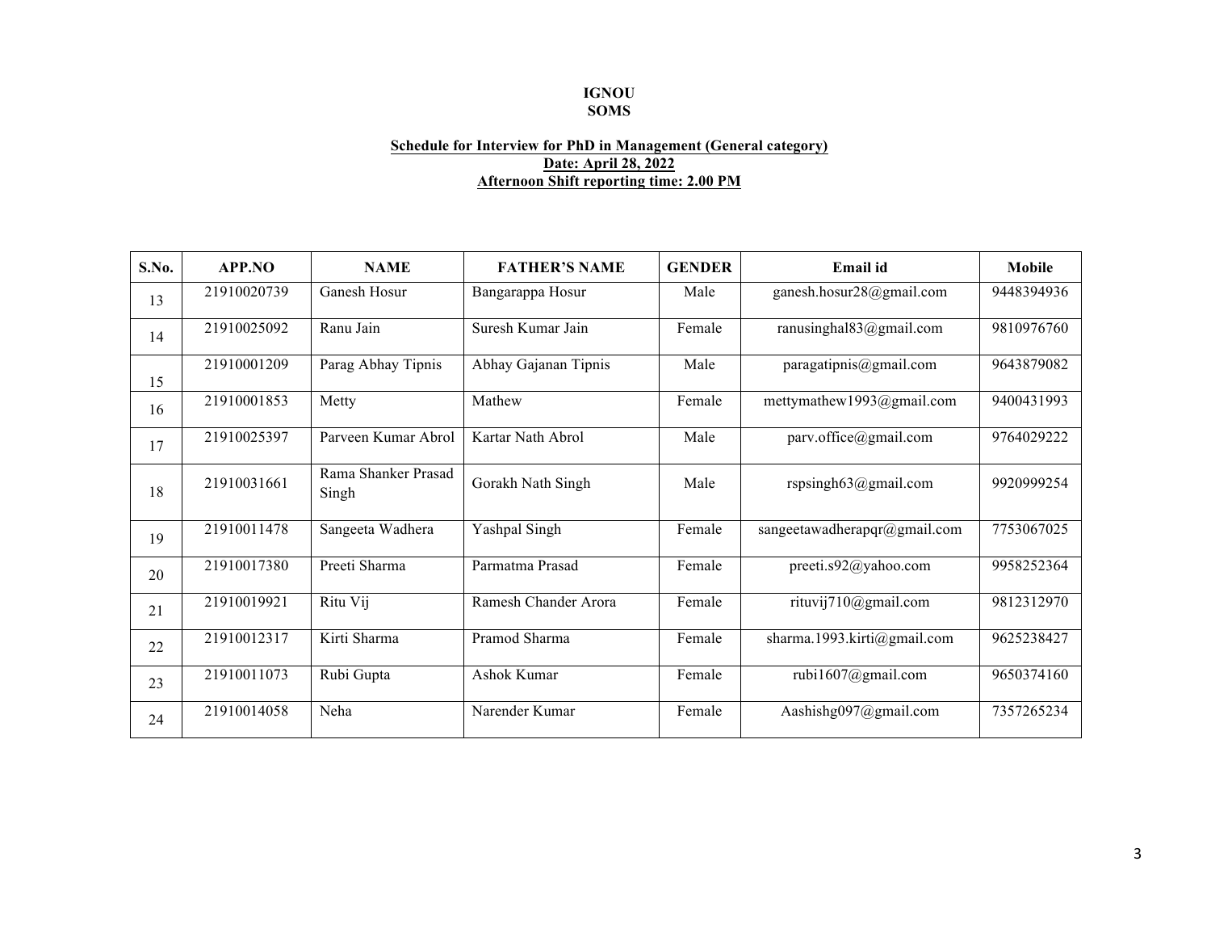**IGNOU**
**SOMS**

**Schedule for Interview for PhD in Management (General category)**
**Date: April 28, 2022**
**Afternoon Shift reporting time: 2.00 PM**

| S.No. | APP.NO | NAME | FATHER'S NAME | GENDER | Email id | Mobile |
|---|---|---|---|---|---|---|
| 13 | 21910020739 | Ganesh Hosur | Bangarappa Hosur | Male | ganesh.hosur28@gmail.com | 9448394936 |
| 14 | 21910025092 | Ranu Jain | Suresh Kumar Jain | Female | ranusinghal83@gmail.com | 9810976760 |
| 15 | 21910001209 | Parag Abhay Tipnis | Abhay Gajanan Tipnis | Male | paragatipnis@gmail.com | 9643879082 |
| 16 | 21910001853 | Metty | Mathew | Female | mettymathew1993@gmail.com | 9400431993 |
| 17 | 21910025397 | Parveen Kumar Abrol | Kartar Nath Abrol | Male | parv.office@gmail.com | 9764029222 |
| 18 | 21910031661 | Rama Shanker Prasad Singh | Gorakh Nath Singh | Male | rspsingh63@gmail.com | 9920999254 |
| 19 | 21910011478 | Sangeeta Wadhera | Yashpal Singh | Female | sangeetawadherapqr@gmail.com | 7753067025 |
| 20 | 21910017380 | Preeti Sharma | Parmatma Prasad | Female | preeti.s92@yahoo.com | 9958252364 |
| 21 | 21910019921 | Ritu Vij | Ramesh Chander Arora | Female | rituvij710@gmail.com | 9812312970 |
| 22 | 21910012317 | Kirti Sharma | Pramod Sharma | Female | sharma.1993.kirti@gmail.com | 9625238427 |
| 23 | 21910011073 | Rubi Gupta | Ashok Kumar | Female | rubi1607@gmail.com | 9650374160 |
| 24 | 21910014058 | Neha | Narender Kumar | Female | Aashishg097@gmail.com | 7357265234 |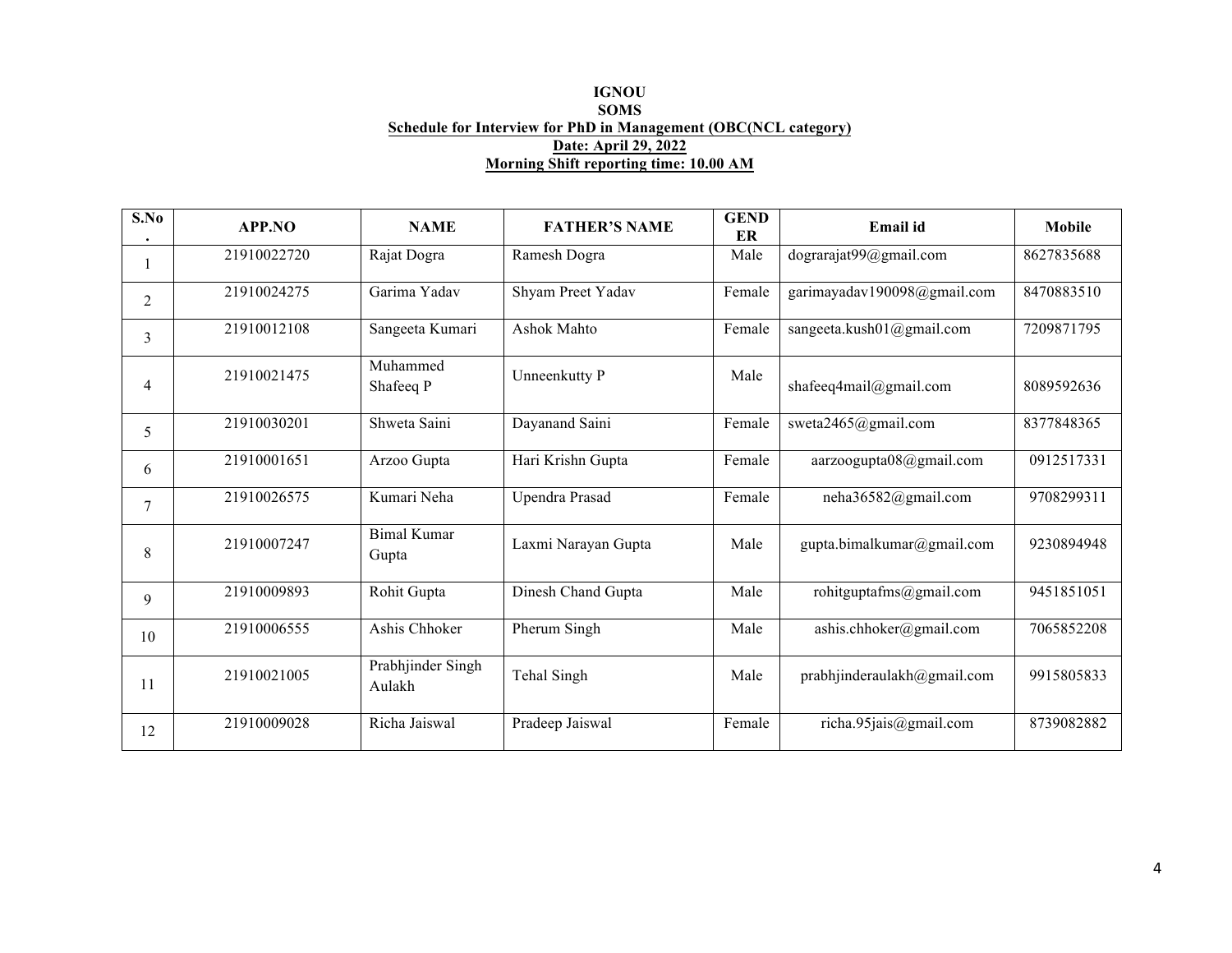**IGNOU**

**SOMS**

**Schedule for Interview for PhD in Management (OBC(NCL category)**

**Date: April 29, 2022**

**Morning Shift reporting time: 10.00 AM**

| S.No. | APP.NO | NAME | FATHER'S NAME | GENDER | Email id | Mobile |
|---|---|---|---|---|---|---|
| 1 | 21910022720 | Rajat Dogra | Ramesh Dogra | Male | dograrajat99@gmail.com | 8627835688 |
| 2 | 21910024275 | Garima Yadav | Shyam Preet Yadav | Female | garimayadav190098@gmail.com | 8470883510 |
| 3 | 21910012108 | Sangeeta Kumari | Ashok Mahto | Female | sangeeta.kush01@gmail.com | 7209871795 |
| 4 | 21910021475 | Muhammed Shafeeq P | Unneenkutty P | Male | shafeeq4mail@gmail.com | 8089592636 |
| 5 | 21910030201 | Shweta Saini | Dayanand Saini | Female | sweta2465@gmail.com | 8377848365 |
| 6 | 21910001651 | Arzoo Gupta | Hari Krishn Gupta | Female | aarzoogupta08@gmail.com | 0912517331 |
| 7 | 21910026575 | Kumari Neha | Upendra Prasad | Female | neha36582@gmail.com | 9708299311 |
| 8 | 21910007247 | Bimal Kumar Gupta | Laxmi Narayan Gupta | Male | gupta.bimalkumar@gmail.com | 9230894948 |
| 9 | 21910009893 | Rohit Gupta | Dinesh Chand Gupta | Male | rohitguptafms@gmail.com | 9451851051 |
| 10 | 21910006555 | Ashis Chhoker | Pherum Singh | Male | ashis.chhoker@gmail.com | 7065852208 |
| 11 | 21910021005 | Prabhjinder Singh Aulakh | Tehal Singh | Male | prabhjinderaulakh@gmail.com | 9915805833 |
| 12 | 21910009028 | Richa Jaiswal | Pradeep Jaiswal | Female | richa.95jais@gmail.com | 8739082882 |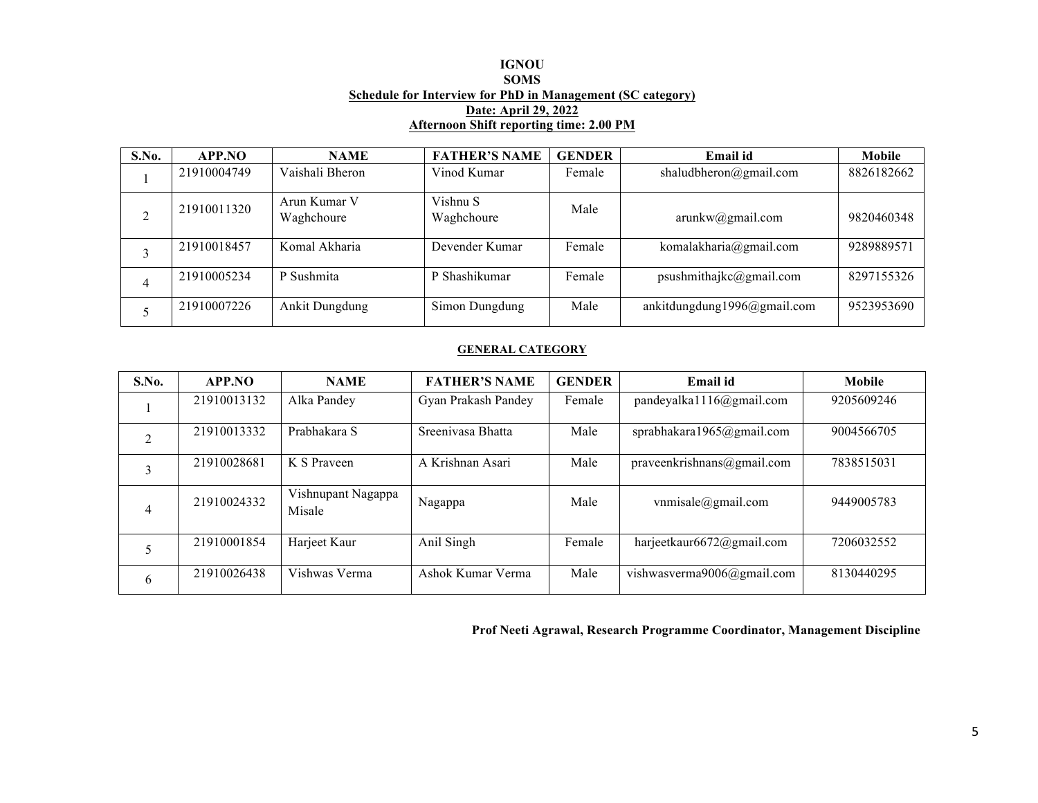**IGNOU**

**SOMS**

**Schedule for Interview for PhD in Management (SC category)**

**Date: April 29, 2022**

**Afternoon Shift reporting time: 2.00 PM**

| S.No. | APP.NO | NAME | FATHER'S NAME | GENDER | Email id | Mobile |
|---|---|---|---|---|---|---|
| 1 | 21910004749 | Vaishali Bheron | Vinod Kumar | Female | shaludbheron@gmail.com | 8826182662 |
| 2 | 21910011320 | Arun Kumar V Waghchoure | Vishnu S Waghchoure | Male | arunkw@gmail.com | 9820460348 |
| 3 | 21910018457 | Komal Akharia | Devender Kumar | Female | komalakharia@gmail.com | 9289889571 |
| 4 | 21910005234 | P Sushmita | P Shashikumar | Female | psushmithajkc@gmail.com | 8297155326 |
| 5 | 21910007226 | Ankit Dungdung | Simon Dungdung | Male | ankitdungdung1996@gmail.com | 9523953690 |

**GENERAL CATEGORY**

| S.No. | APP.NO | NAME | FATHER'S NAME | GENDER | Email id | Mobile |
|---|---|---|---|---|---|---|
| 1 | 21910013132 | Alka Pandey | Gyan Prakash Pandey | Female | pandeyalka1116@gmail.com | 9205609246 |
| 2 | 21910013332 | Prabhakara S | Sreenivasa Bhatta | Male | sprabhakara1965@gmail.com | 9004566705 |
| 3 | 21910028681 | K S Praveen | A Krishnan Asari | Male | praveenkrishnans@gmail.com | 7838515031 |
| 4 | 21910024332 | Vishnupant Nagappa Misale | Nagappa | Male | vnmisale@gmail.com | 9449005783 |
| 5 | 21910001854 | Harjeet Kaur | Anil Singh | Female | harjeetkaur6672@gmail.com | 7206032552 |
| 6 | 21910026438 | Vishwas Verma | Ashok Kumar Verma | Male | vishwasverma9006@gmail.com | 8130440295 |

**Prof Neeti Agrawal, Research Programme Coordinator, Management Discipline**